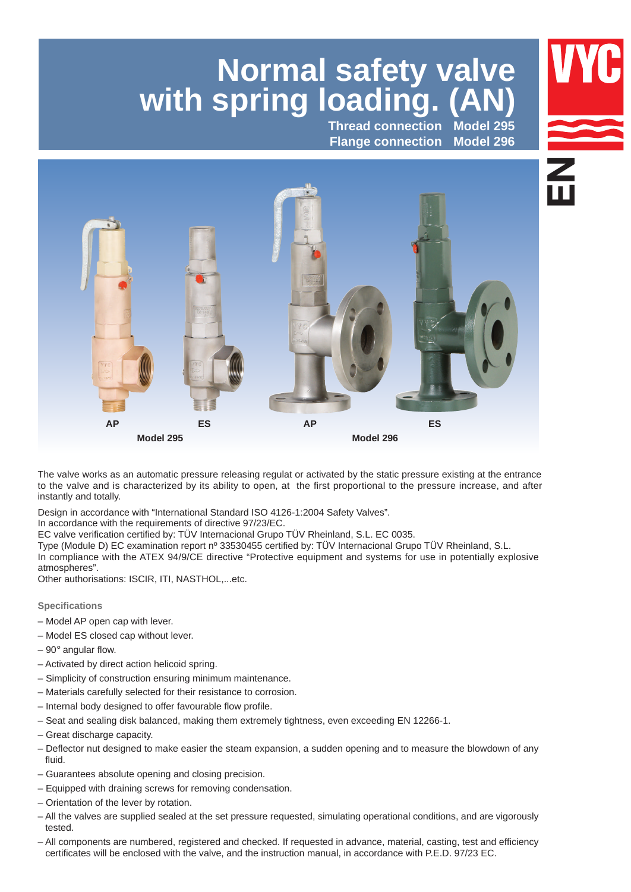# Normal safety valve with spring loading. (AN)

**Thread connection Model 295**
**Flange connection Model 296**

AP ES AP ES

Model 295 Model 296

The valve works as an automatic pressure releasing regulat or activated by the static pressure existing at the entrance to the valve and is characterized by its ability to open, at the first proportional to the pressure increase, and after instantly and totally.

Design in accordance with "International Standard ISO 4126-1:2004 Safety Valves".
In accordance with the requirements of directive 97/23/EC.
EC valve verification certified by: TÜV Internacional Grupo TÜV Rheinland, S.L. EC 0035.
Type (Module D) EC examination report nº 33530455 certified by: TÜV Internacional Grupo TÜV Rheinland, S.L.
In compliance with the ATEX 94/9/CE directive "Protective equipment and systems for use in potentially explosive atmospheres".
Other authorisations: ISCIR, ITI, NASTHOL,...etc.

## Specifications

- Model AP open cap with lever.
- Model ES closed cap without lever.
- 90° angular flow.
- Activated by direct action helicoid spring.
- Simplicity of construction ensuring minimum maintenance.
- Materials carefully selected for their resistance to corrosion.
- Internal body designed to offer favourable flow profile.
- Seat and sealing disk balanced, making them extremely tightness, even exceeding EN 12266-1.
- Great discharge capacity.
- Deflector nut designed to make easier the steam expansion, a sudden opening and to measure the blowdown of any fluid.
- Guarantees absolute opening and closing precision.
- Equipped with draining screws for removing condensation.
- Orientation of the lever by rotation.
- All the valves are supplied sealed at the set pressure requested, simulating operational conditions, and are vigorously tested.
- All components are numbered, registered and checked. If requested in advance, material, casting, test and efficiency certificates will be enclosed with the valve, and the instruction manual, in accordance with P.E.D. 97/23 EC.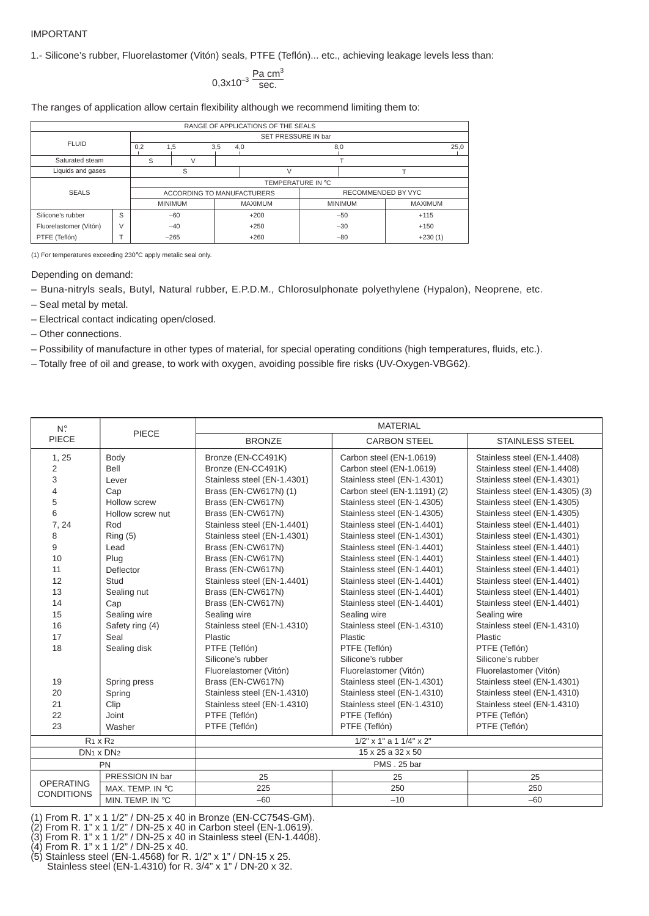IMPORTANT

1.- Silicone's rubber, Fluorelastomer (Vitón) seals, PTFE (Teflón)... etc., achieving leakage levels less than:

$$0{,}3x10^{-3} \frac{\text{Pa cm}^3}{\text{sec.}}$$

The ranges of application allow certain flexibility although we recommend limiting them to:

| RANGE OF APPLICATIONS OF THE SEALS | | | | | |
|---|---|---|---|---|---|
| FLUID | | SET PRESSURE IN bar (0,2 – 1,5 – 3,5 – 4,0 – 8,0 – 25,0) | | | |
| Saturated steam | | S (0,2–1,5) | V (1,5–3,5) | T (3,5–25,0) | |
| Liquids and gases | | S (0,2–4,0) | V (4,0–8,0) | T (8,0–25,0) | |
| SEALS | | TEMPERATURE IN °C | | | |
| | | ACCORDING TO MANUFACTURERS | | RECOMMENDED BY VYC | |
| | | MINIMUM | MAXIMUM | MINIMUM | MAXIMUM |
| Silicone's rubber | S | –60 | +200 | –50 | +115 |
| Fluorelastomer (Vitón) | V | –40 | +250 | –30 | +150 |
| PTFE (Teflón) | T | –265 | +260 | –80 | +230 (1) |

(1) For temperatures exceeding 230°C apply metalic seal only.

Depending on demand:

– Buna-nitryls seals, Butyl, Natural rubber, E.P.D.M., Chlorosulphonate polyethylene (Hypalon), Neoprene, etc.

– Seal metal by metal.

– Electrical contact indicating open/closed.

– Other connections.

– Possibility of manufacture in other types of material, for special operating conditions (high temperatures, fluids, etc.).

– Totally free of oil and grease, to work with oxygen, avoiding possible fire risks (UV-Oxygen-VBG62).

| N° PIECE | PIECE | MATERIAL | | |
|---|---|---|---|---|
| | | BRONZE | CARBON STEEL | STAINLESS STEEL |
| 1, 25 | Body | Bronze (EN-CC491K) | Carbon steel (EN-1.0619) | Stainless steel (EN-1.4408) |
| 2 | Bell | Bronze (EN-CC491K) | Carbon steel (EN-1.0619) | Stainless steel (EN-1.4408) |
| 3 | Lever | Stainless steel (EN-1.4301) | Stainless steel (EN-1.4301) | Stainless steel (EN-1.4301) |
| 4 | Cap | Brass (EN-CW617N) (1) | Carbon steel (EN-1.1191) (2) | Stainless steel (EN-1.4305) (3) |
| 5 | Hollow screw | Brass (EN-CW617N) | Stainless steel (EN-1.4305) | Stainless steel (EN-1.4305) |
| 6 | Hollow screw nut | Brass (EN-CW617N) | Stainless steel (EN-1.4305) | Stainless steel (EN-1.4305) |
| 7, 24 | Rod | Stainless steel (EN-1.4401) | Stainless steel (EN-1.4401) | Stainless steel (EN-1.4401) |
| 8 | Ring (5) | Stainless steel (EN-1.4301) | Stainless steel (EN-1.4301) | Stainless steel (EN-1.4301) |
| 9 | Lead | Brass (EN-CW617N) | Stainless steel (EN-1.4401) | Stainless steel (EN-1.4401) |
| 10 | Plug | Brass (EN-CW617N) | Stainless steel (EN-1.4401) | Stainless steel (EN-1.4401) |
| 11 | Deflector | Brass (EN-CW617N) | Stainless steel (EN-1.4401) | Stainless steel (EN-1.4401) |
| 12 | Stud | Stainless steel (EN-1.4401) | Stainless steel (EN-1.4401) | Stainless steel (EN-1.4401) |
| 13 | Sealing nut | Brass (EN-CW617N) | Stainless steel (EN-1.4401) | Stainless steel (EN-1.4401) |
| 14 | Cap | Brass (EN-CW617N) | Stainless steel (EN-1.4401) | Stainless steel (EN-1.4401) |
| 15 | Sealing wire | Sealing wire | Sealing wire | Sealing wire |
| 16 | Safety ring (4) | Stainless steel (EN-1.4310) | Stainless steel (EN-1.4310) | Stainless steel (EN-1.4310) |
| 17 | Seal | Plastic | Plastic | Plastic |
| 18 | Sealing disk | PTFE (Teflón)<br>Silicone's rubber<br>Fluorelastomer (Vitón) | PTFE (Teflón)<br>Silicone's rubber<br>Fluorelastomer (Vitón) | PTFE (Teflón)<br>Silicone's rubber<br>Fluorelastomer (Vitón) |
| 19 | Spring press | Brass (EN-CW617N) | Stainless steel (EN-1.4301) | Stainless steel (EN-1.4301) |
| 20 | Spring | Stainless steel (EN-1.4310) | Stainless steel (EN-1.4310) | Stainless steel (EN-1.4310) |
| 21 | Clip | Stainless steel (EN-1.4310) | Stainless steel (EN-1.4310) | Stainless steel (EN-1.4310) |
| 22 | Joint | PTFE (Teflón) | PTFE (Teflón) | PTFE (Teflón) |
| 23 | Washer | PTFE (Teflón) | PTFE (Teflón) | PTFE (Teflón) |
| $R_1$ x $R_2$ | | 1/2" x 1" a 1 1/4" x 2" | | |
| $DN_1$ x $DN_2$ | | 15 x 25 a 32 x 50 | | |
| PN | | PMS . 25 bar | | |
| OPERATING CONDITIONS | PRESSION IN bar | 25 | 25 | 25 |
| | MAX. TEMP. IN °C | 225 | 250 | 250 |
| | MIN. TEMP. IN °C | –60 | –10 | –60 |

(1) From R. 1" x 1 1/2" / DN-25 x 40 in Bronze (EN-CC754S-GM).
(2) From R. 1" x 1 1/2" / DN-25 x 40 in Carbon steel (EN-1.0619).
(3) From R. 1" x 1 1/2" / DN-25 x 40 in Stainless steel (EN-1.4408).
(4) From R. 1" x 1 1/2" / DN-25 x 40.
(5) Stainless steel (EN-1.4568) for R. 1/2" x 1" / DN-15 x 25.
Stainless steel (EN-1.4310) for R. 3/4" x 1" / DN-20 x 32.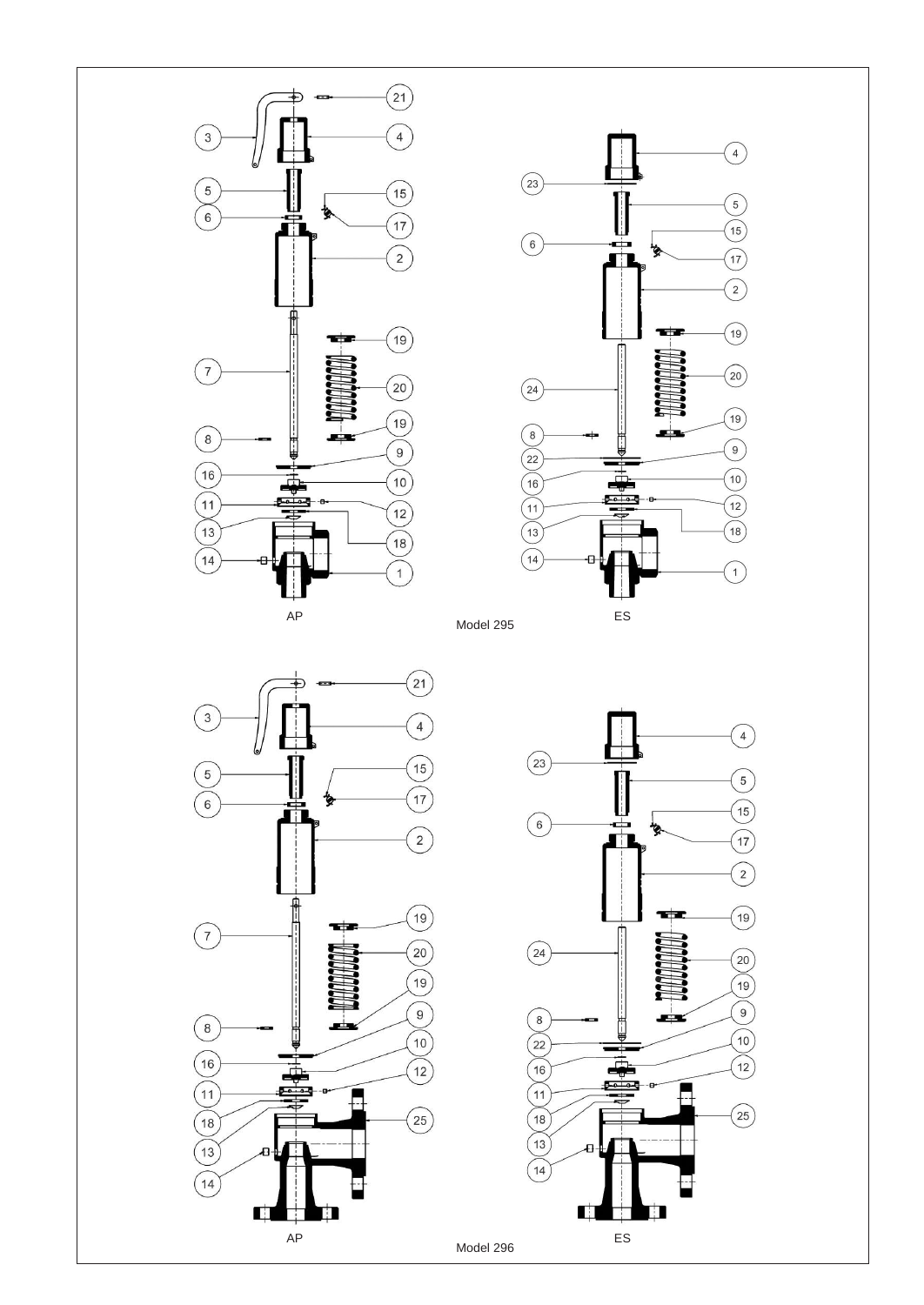AP

Model 295

ES

AP

Model 296

ES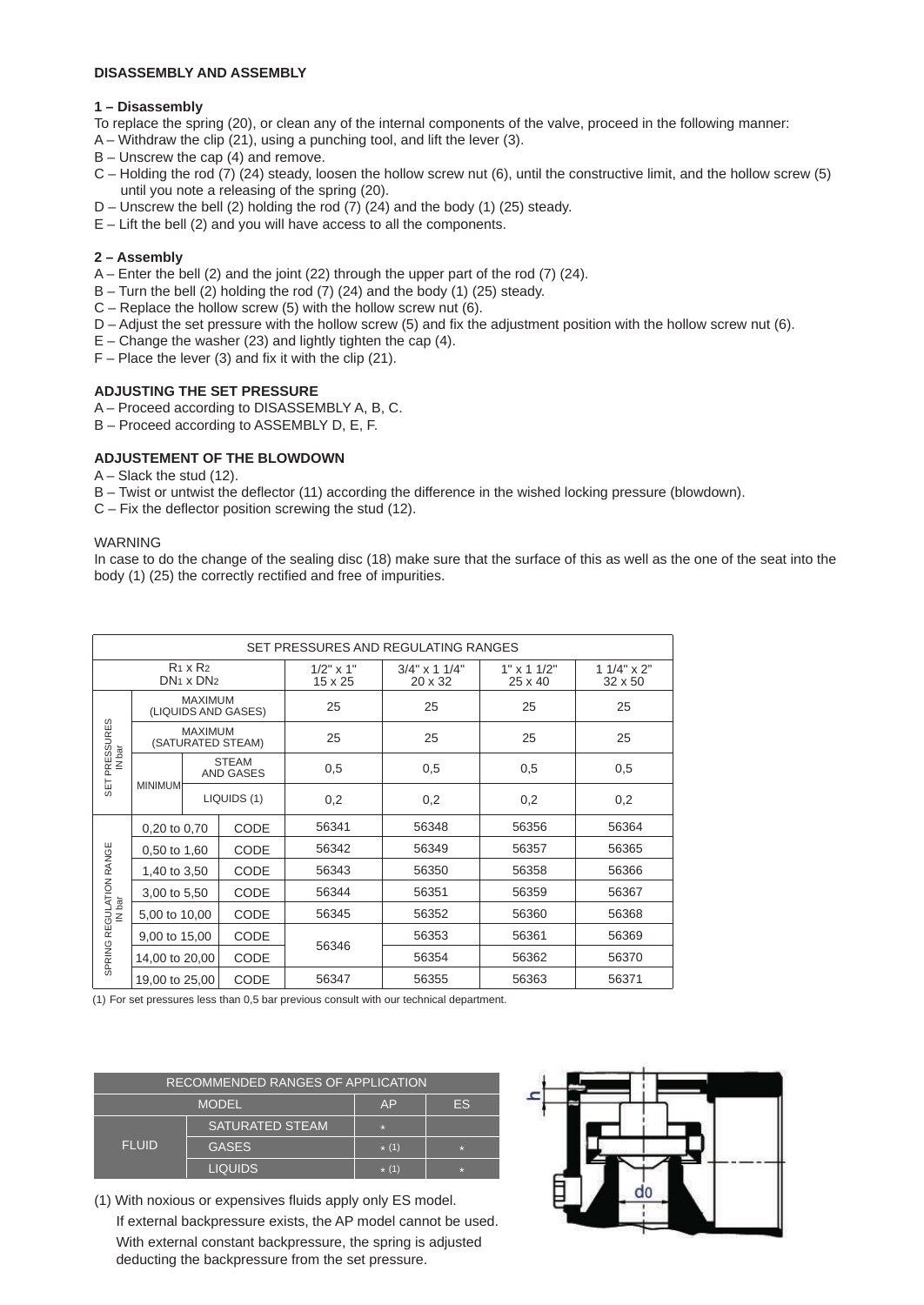**DISASSEMBLY AND ASSEMBLY**

**1 – Disassembly**

To replace the spring (20), or clean any of the internal components of the valve, proceed in the following manner:

A – Withdraw the clip (21), using a punching tool, and lift the lever (3).

B – Unscrew the cap (4) and remove.

C – Holding the rod (7) (24) steady, loosen the hollow screw nut (6), until the constructive limit, and the hollow screw (5) until you note a releasing of the spring (20).

D – Unscrew the bell (2) holding the rod (7) (24) and the body (1) (25) steady.

E – Lift the bell (2) and you will have access to all the components.

**2 – Assembly**

A – Enter the bell (2) and the joint (22) through the upper part of the rod (7) (24).

B – Turn the bell (2) holding the rod (7) (24) and the body (1) (25) steady.

C – Replace the hollow screw (5) with the hollow screw nut (6).

D – Adjust the set pressure with the hollow screw (5) and fix the adjustment position with the hollow screw nut (6).

E – Change the washer (23) and lightly tighten the cap (4).

F – Place the lever (3) and fix it with the clip (21).

**ADJUSTING THE SET PRESSURE**

A – Proceed according to DISASSEMBLY A, B, C.

B – Proceed according to ASSEMBLY D, E, F.

**ADJUSTEMENT OF THE BLOWDOWN**

A – Slack the stud (12).

B – Twist or untwist the deflector (11) according the difference in the wished locking pressure (blowdown).

C – Fix the deflector position screwing the stud (12).

WARNING

In case to do the change of the sealing disc (18) make sure that the surface of this as well as the one of the seat into the body (1) (25) the correctly rectified and free of impurities.

| SET PRESSURES AND REGULATING RANGES | | | | | | |
|---|---|---|---|---|---|---|
| $R_1$ x $R_2$ / $DN_1$ x $DN_2$ | | | 1/2" x 1" / 15 x 25 | 3/4" x 1 1/4" / 20 x 32 | 1" x 1 1/2" / 25 x 40 | 1 1/4" x 2" / 32 x 50 |
| SET PRESSURES IN bar | MAXIMUM (LIQUIDS AND GASES) | | 25 | 25 | 25 | 25 |
| | MAXIMUM (SATURATED STEAM) | | 25 | 25 | 25 | 25 |
| | MINIMUM | STEAM AND GASES | 0,5 | 0,5 | 0,5 | 0,5 |
| | | LIQUIDS (1) | 0,2 | 0,2 | 0,2 | 0,2 |
| SPRING REGULATION RANGE IN bar | 0,20 to 0,70 | CODE | 56341 | 56348 | 56356 | 56364 |
| | 0,50 to 1,60 | CODE | 56342 | 56349 | 56357 | 56365 |
| | 1,40 to 3,50 | CODE | 56343 | 56350 | 56358 | 56366 |
| | 3,00 to 5,50 | CODE | 56344 | 56351 | 56359 | 56367 |
| | 5,00 to 10,00 | CODE | 56345 | 56352 | 56360 | 56368 |
| | 9,00 to 15,00 | CODE | 56346 | 56353 | 56361 | 56369 |
| | 14,00 to 20,00 | CODE | | 56354 | 56362 | 56370 |
| | 19,00 to 25,00 | CODE | 56347 | 56355 | 56363 | 56371 |

(1) For set pressures less than 0,5 bar previous consult with our technical department.

| RECOMMENDED RANGES OF APPLICATION | | | |
|---|---|---|---|
| MODEL | | AP | ES |
| FLUID | SATURATED STEAM | * | |
| | GASES | * (1) | * |
| | LIQUIDS | * (1) | * |

(1) With noxious or expensives fluids apply only ES model.
If external backpressure exists, the AP model cannot be used.
With external constant backpressure, the spring is adjusted deducting the backpressure from the set pressure.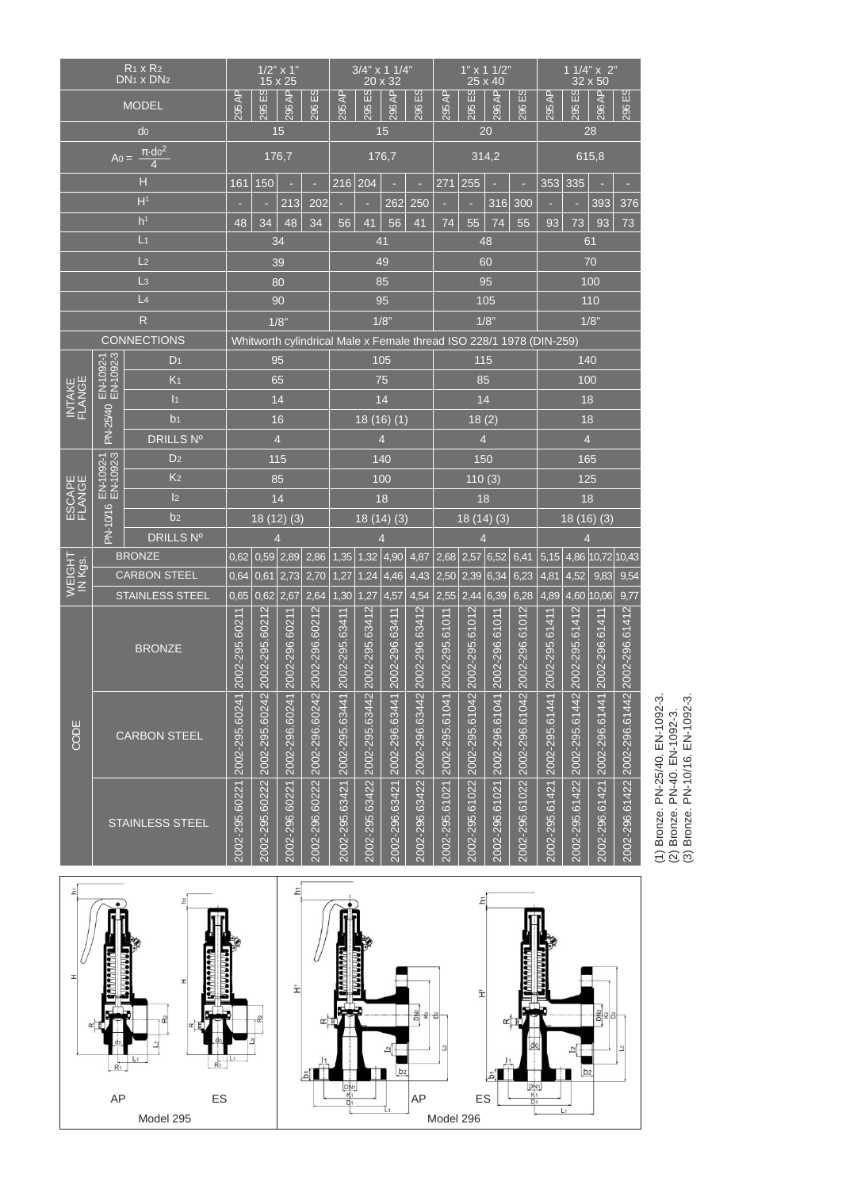| $R_1$ x $R_2$ / $DN_1$ x $DN_2$ | | | 1/2" x 1" 15 x 25 | | | | 3/4" x 1 1/4" 20 x 32 | | | | 1" x 1 1/2" 25 x 40 | | | | 1 1/4" x 2" 32 x 50 | | | |
|---|---|---|---|---|---|---|---|---|---|---|---|---|---|---|---|---|---|---|
| MODEL | | | 295 AP | 295 ES | 296 AP | 296 ES | 295 AP | 295 ES | 296 AP | 296 ES | 295 AP | 295 ES | 296 AP | 296 ES | 295 AP | 295 ES | 296 AP | 296 ES |
| $d_0$ | | | 15 | | | | 15 | | | | 20 | | | | 28 | | | |
| $A_0 = \frac{\pi \cdot d_0^2}{4}$ | | | 176,7 | | | | 176,7 | | | | 314,2 | | | | 615,8 | | | |
| H | | | 161 | 150 | - | - | 216 | 204 | - | - | 271 | 255 | - | - | 353 | 335 | - | - |
| $H^1$ | | | - | - | 213 | 202 | - | - | 262 | 250 | - | - | 316 | 300 | - | - | 393 | 376 |
| $h^1$ | | | 48 | 34 | 48 | 34 | 56 | 41 | 56 | 41 | 74 | 55 | 74 | 55 | 93 | 73 | 93 | 73 |
| $L_1$ | | | 34 | | | | 41 | | | | 48 | | | | 61 | | | |
| $L_2$ | | | 39 | | | | 49 | | | | 60 | | | | 70 | | | |
| $L_3$ | | | 80 | | | | 85 | | | | 95 | | | | 100 | | | |
| $L_4$ | | | 90 | | | | 95 | | | | 105 | | | | 110 | | | |
| R | | | 1/8" | | | | 1/8" | | | | 1/8" | | | | 1/8" | | | |
| CONNECTIONS | | | Whitworth cylindrical Male x Female thread ISO 228/1 1978 (DIN-259) | | | | | | | | | | | | | | | |
| INTAKE FLANGE | PN-25/40 EN-1092-1 EN-1092-3 | $D_1$ | 95 | | | | 105 | | | | 115 | | | | 140 | | | |
| | | $K_1$ | 65 | | | | 75 | | | | 85 | | | | 100 | | | |
| | | $l_1$ | 14 | | | | 14 | | | | 14 | | | | 18 | | | |
| | | $b_1$ | 16 | | | | 18 (16) (1) | | | | 18 (2) | | | | 18 | | | |
| | | DRILLS Nº | 4 | | | | 4 | | | | 4 | | | | 4 | | | |
| ESCAPE FLANGE | PN-10/16 EN-1092-1 EN-1092-3 | $D_2$ | 115 | | | | 140 | | | | 150 | | | | 165 | | | |
| | | $K_2$ | 85 | | | | 100 | | | | 110 (3) | | | | 125 | | | |
| | | $l_2$ | 14 | | | | 18 | | | | 18 | | | | 18 | | | |
| | | $b_2$ | 18 (12) (3) | | | | 18 (14) (3) | | | | 18 (14) (3) | | | | 18 (16) (3) | | | |
| | | DRILLS Nº | 4 | | | | 4 | | | | 4 | | | | 4 | | | |
| WEIGHT IN Kgs. | BRONZE | | 0,62 | 0,59 | 2,89 | 2,86 | 1,35 | 1,32 | 4,90 | 4,87 | 2,68 | 2,57 | 6,52 | 6,41 | 5,15 | 4,86 | 10,72 | 10,43 |
| | CARBON STEEL | | 0,64 | 0,61 | 2,73 | 2,70 | 1,27 | 1,24 | 4,46 | 4,43 | 2,50 | 2,39 | 6,34 | 6,23 | 4,81 | 4,52 | 9,83 | 9,54 |
| | STAINLESS STEEL | | 0,65 | 0,62 | 2,67 | 2,64 | 1,30 | 1,27 | 4,57 | 4,54 | 2,55 | 2,44 | 6,39 | 6,28 | 4,89 | 4,60 | 10,06 | 9,77 |
| CODE | BRONZE | | 2002-295.60211 | 2002-295.60212 | 2002-296.60211 | 2002-296.60212 | 2002-295.63411 | 2002-295.63412 | 2002-296.63411 | 2002-296.63412 | 2002-295.61011 | 2002-295.61012 | 2002-296.61011 | 2002-296.61012 | 2002-295.61411 | 2002-295.61412 | 2002-296.61411 | 2002-296.61412 |
| | CARBON STEEL | | 2002-295.60241 | 2002-295.60242 | 2002-296.60241 | 2002-296.60242 | 2002-295.63441 | 2002-295.63442 | 2002-296.63441 | 2002-296.63442 | 2002-295.61041 | 2002-295.61042 | 2002-296.61041 | 2002-296.61042 | 2002-295.61441 | 2002-295.61442 | 2002-296.61441 | 2002-296.61442 |
| | STAINLESS STEEL | | 2002-295.60221 | 2002-295.60222 | 2002-296.60221 | 2002-296.60222 | 2002-295.63421 | 2002-295.63422 | 2002-296.63421 | 2002-296.63422 | 2002-295.61021 | 2002-295.61022 | 2002-296.61021 | 2002-296.61022 | 2002-295.61421 | 2002-295.61422 | 2002-296.61421 | 2002-296.61422 |

(1) Bronze. PN-25/40. EN-1092-3.
(2) Bronze. PN-40. EN-1092-3.
(3) Bronze. PN-10/16. EN-1092-3.

AP ES
Model 295

AP ES
Model 296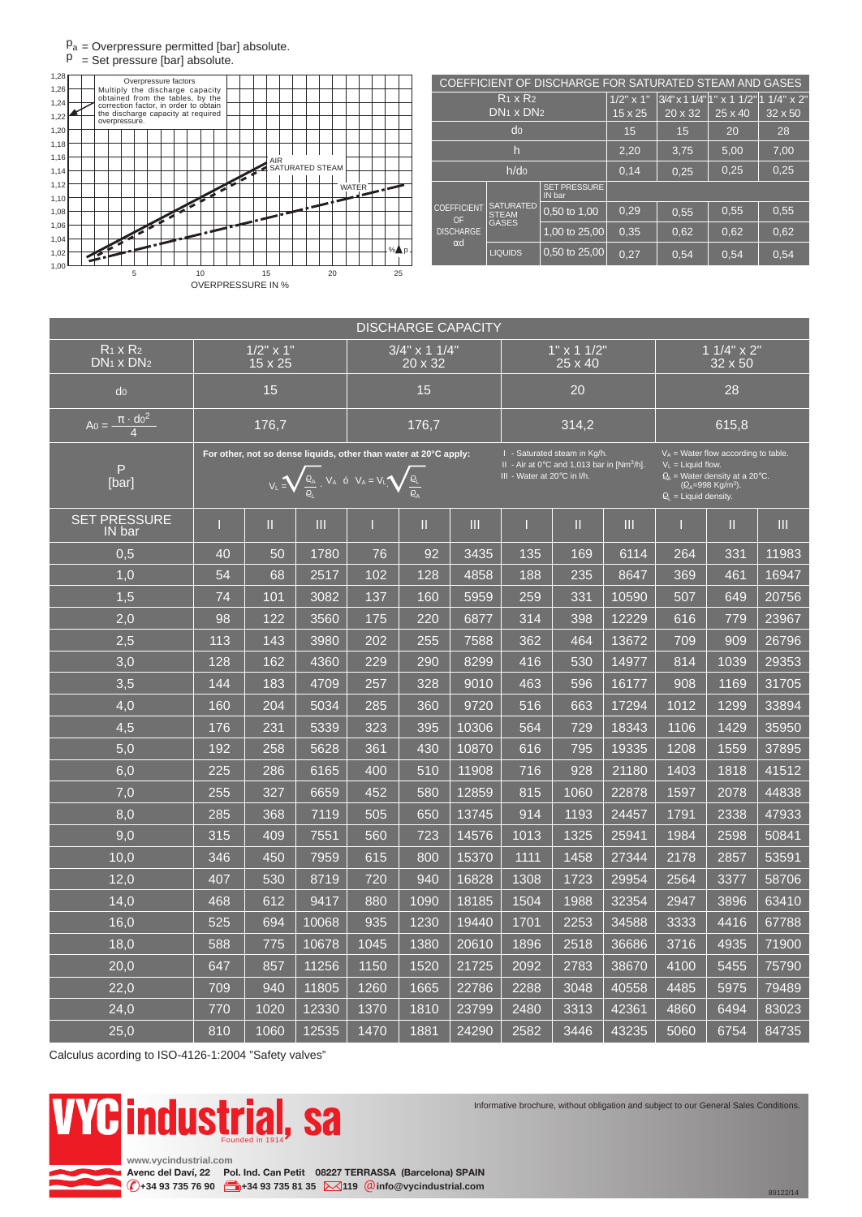$p_a$ = Overpressure permitted [bar] absolute.
$p$ = Set pressure [bar] absolute.

Overpressure factors

Multiply the discharge capacity obtained from the tables, by the correction factor, in order to obtain the discharge capacity at required overpressure.

AIR
SATURATED STEAM
WATER

%p

OVERPRESSURE IN %

1,28
1,26
1,24
1,22
1,20
1,18
1,16
1,14
1,12
1,10
1,08
1,06
1,04
1,02
1,00

5
10
15
20
25

## COEFFICIENT OF DISCHARGE FOR SATURATED STEAM AND GASES

| R1 x R2 / DN1 x DN2 | | | 1/2" x 1" / 15 x 25 | 3/4" x 1 1/4" / 20 x 32 | 1" x 1 1/2" / 25 x 40 | 1 1/4" x 2" / 32 x 50 |
|---|---|---|---|---|---|---|
| d0 | | | 15 | 15 | 20 | 28 |
| h | | | 2,20 | 3,75 | 5,00 | 7,00 |
| h/d0 | | | 0,14 | 0,25 | 0,25 | 0,25 |
| COEFFICIENT OF DISCHARGE αd | | SET PRESSURE IN bar | | | | |
| | SATURATED STEAM GASES | 0,50 to 1,00 | 0,29 | 0,55 | 0,55 | 0,55 |
| | | 1,00 to 25,00 | 0,35 | 0,62 | 0,62 | 0,62 |
| | LIQUIDS | 0,50 to 25,00 | 0,27 | 0,54 | 0,54 | 0,54 |

## DISCHARGE CAPACITY

| R1 x R2 / DN1 x DN2 | 1/2" x 1" / 15 x 25 | | | 3/4" x 1 1/4" / 20 x 32 | | | 1" x 1 1/2" / 25 x 40 | | | 1 1/4" x 2" / 32 x 50 | | |
|---|---|---|---|---|---|---|---|---|---|---|---|---|
| d0 | 15 | | | 15 | | | 20 | | | 28 | | |
| $A_0 = \frac{\pi \cdot d_0^2}{4}$ | 176,7 | | | 176,7 | | | 314,2 | | | 615,8 | | |
| P [bar] | For other, not so dense liquids, other than water at 20°C apply: $V_L = \sqrt{\frac{\varrho_A}{\varrho_L}} \cdot V_A$ ó $V_A = V_L\sqrt{\frac{\varrho_L}{\varrho_A}}$ | | | | | | I - Saturated steam in Kg/h. II - Air at 0°C and 1,013 bar in [Nm³/h]. III - Water at 20°C in l/h. | | | $V_A$ = Water flow according to table. $V_L$ = Liquid flow. $\varrho_A$ = Water density at a 20°C. ($\varrho_A$=998 Kg/m³). $\varrho_L$ = Liquid density. | | |
| SET PRESSURE IN bar | I | II | III | I | II | III | I | II | III | I | II | III |
| 0,5 | 40 | 50 | 1780 | 76 | 92 | 3435 | 135 | 169 | 6114 | 264 | 331 | 11983 |
| 1,0 | 54 | 68 | 2517 | 102 | 128 | 4858 | 188 | 235 | 8647 | 369 | 461 | 16947 |
| 1,5 | 74 | 101 | 3082 | 137 | 160 | 5959 | 259 | 331 | 10590 | 507 | 649 | 20756 |
| 2,0 | 98 | 122 | 3560 | 175 | 220 | 6877 | 314 | 398 | 12229 | 616 | 779 | 23967 |
| 2,5 | 113 | 143 | 3980 | 202 | 255 | 7588 | 362 | 464 | 13672 | 709 | 909 | 26796 |
| 3,0 | 128 | 162 | 4360 | 229 | 290 | 8299 | 416 | 530 | 14977 | 814 | 1039 | 29353 |
| 3,5 | 144 | 183 | 4709 | 257 | 328 | 9010 | 463 | 596 | 16177 | 908 | 1169 | 31705 |
| 4,0 | 160 | 204 | 5034 | 285 | 360 | 9720 | 516 | 663 | 17294 | 1012 | 1299 | 33894 |
| 4,5 | 176 | 231 | 5339 | 323 | 395 | 10306 | 564 | 729 | 18343 | 1106 | 1429 | 35950 |
| 5,0 | 192 | 258 | 5628 | 361 | 430 | 10870 | 616 | 795 | 19335 | 1208 | 1559 | 37895 |
| 6,0 | 225 | 286 | 6165 | 400 | 510 | 11908 | 716 | 928 | 21180 | 1403 | 1818 | 41512 |
| 7,0 | 255 | 327 | 6659 | 452 | 580 | 12859 | 815 | 1060 | 22878 | 1597 | 2078 | 44838 |
| 8,0 | 285 | 368 | 7119 | 505 | 650 | 13745 | 914 | 1193 | 24457 | 1791 | 2338 | 47933 |
| 9,0 | 315 | 409 | 7551 | 560 | 723 | 14576 | 1013 | 1325 | 25941 | 1984 | 2598 | 50841 |
| 10,0 | 346 | 450 | 7959 | 615 | 800 | 15370 | 1111 | 1458 | 27344 | 2178 | 2857 | 53591 |
| 12,0 | 407 | 530 | 8719 | 720 | 940 | 16828 | 1308 | 1723 | 29954 | 2564 | 3377 | 58706 |
| 14,0 | 468 | 612 | 9417 | 880 | 1090 | 18185 | 1504 | 1988 | 32354 | 2947 | 3896 | 63410 |
| 16,0 | 525 | 694 | 10068 | 935 | 1230 | 19440 | 1701 | 2253 | 34588 | 3333 | 4416 | 67788 |
| 18,0 | 588 | 775 | 10678 | 1045 | 1380 | 20610 | 1896 | 2518 | 36686 | 3716 | 4935 | 71900 |
| 20,0 | 647 | 857 | 11256 | 1150 | 1520 | 21725 | 2092 | 2783 | 38670 | 4100 | 5455 | 75790 |
| 22,0 | 709 | 940 | 11805 | 1260 | 1665 | 22786 | 2288 | 3048 | 40558 | 4485 | 5975 | 79489 |
| 24,0 | 770 | 1020 | 12330 | 1370 | 1810 | 23799 | 2480 | 3313 | 42361 | 4860 | 6494 | 83023 |
| 25,0 | 810 | 1060 | 12535 | 1470 | 1881 | 24290 | 2582 | 3446 | 43235 | 5060 | 6754 | 84735 |

Calculus acording to ISO-4126-1:2004 "Safety valves"

**VYC industrial, sa** Founded in 1914

Informative brochure, without obligation and subject to our General Sales Conditions.

www.vycindustrial.com
**Avenc del Daví, 22 Pol. Ind. Can Petit 08227 TERRASSA (Barcelona) SPAIN**
**+34 93 735 76 90 +34 93 735 81 35 119 info@vycindustrial.com**

89122/14